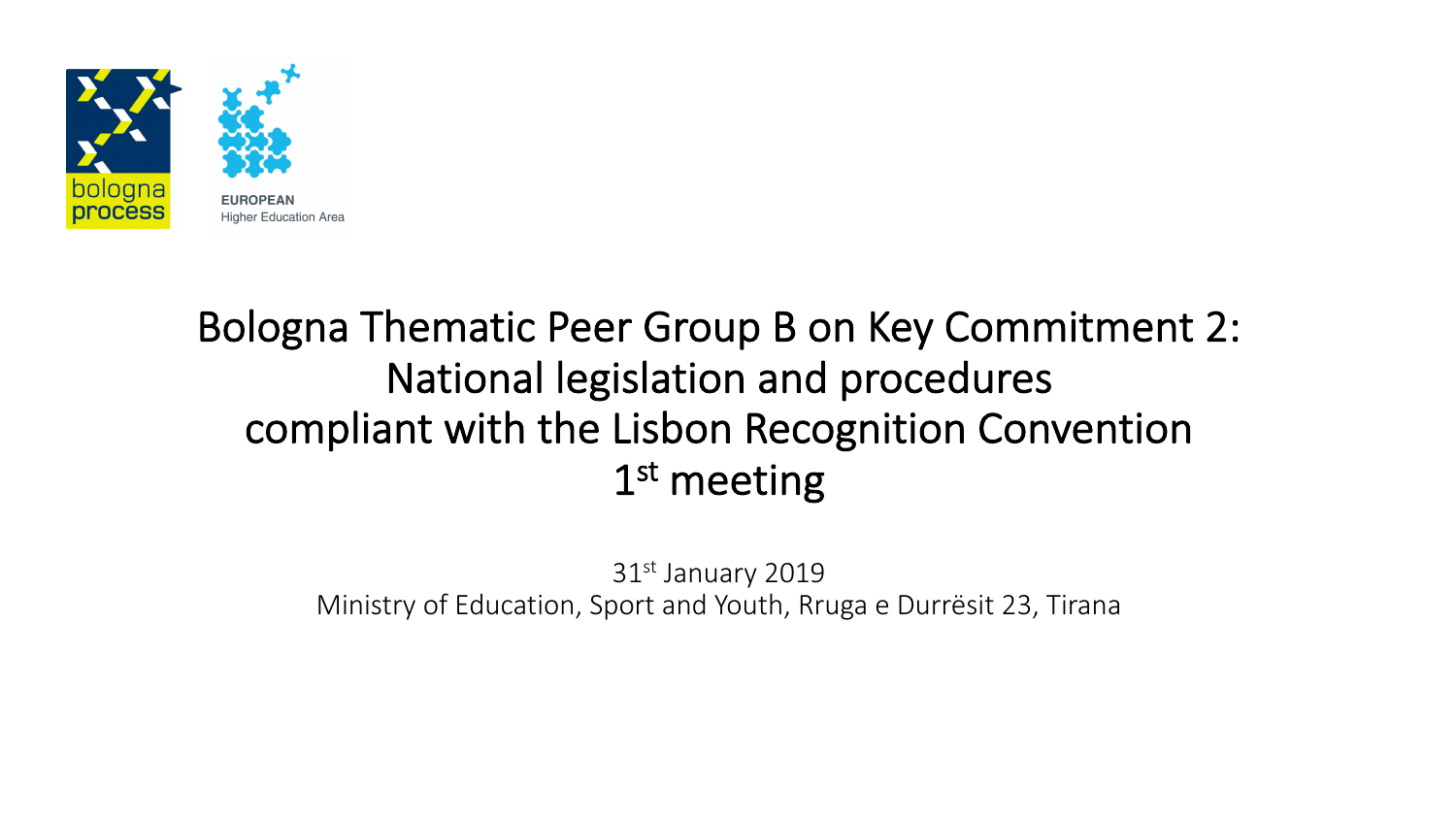bologna process

EUROPEAN Higher Education Area

# Bologna Thematic Peer Group B on Key Commitment 2: National legislation and procedures compliant with the Lisbon Recognition Convention 1st meeting

31st January 2019
Ministry of Education, Sport and Youth, Rruga e Durrësit 23, Tirana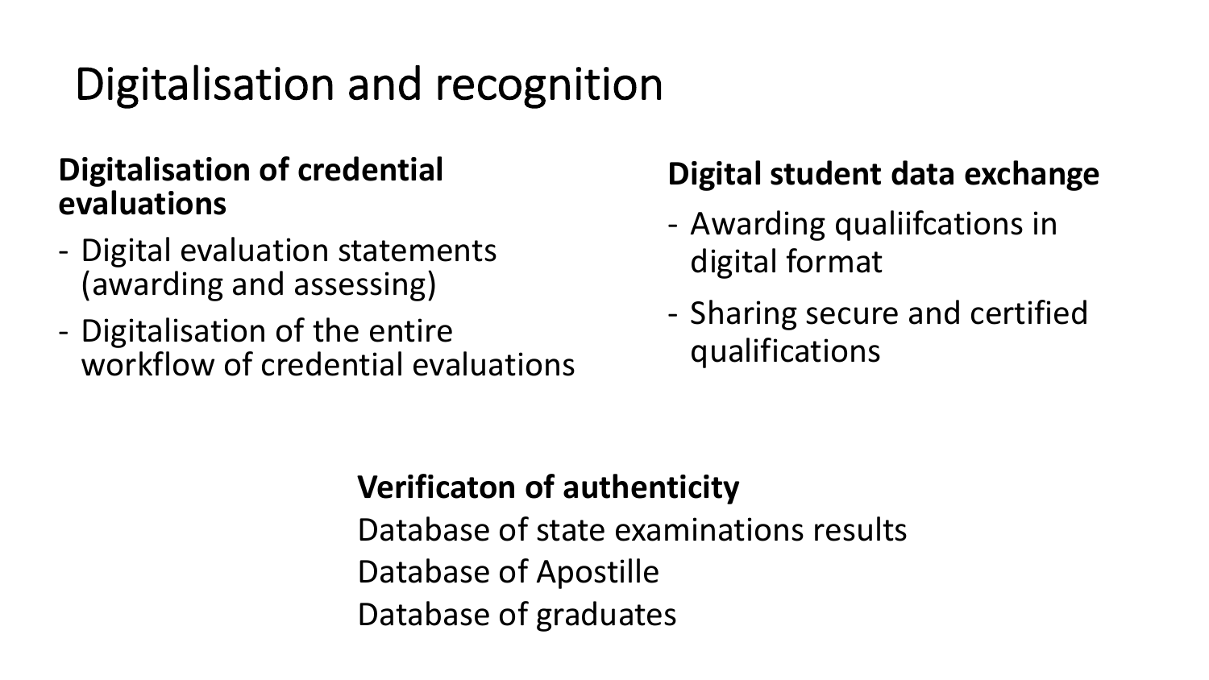# Digitalisation and recognition

**Digitalisation of credential evaluations**

- Digital evaluation statements (awarding and assessing)
- Digitalisation of the entire workflow of credential evaluations

**Digital student data exchange**

- Awarding qualiifcations in digital format
- Sharing secure and certified qualifications

**Verificaton of authenticity**

Database of state examinations results

Database of Apostille

Database of graduates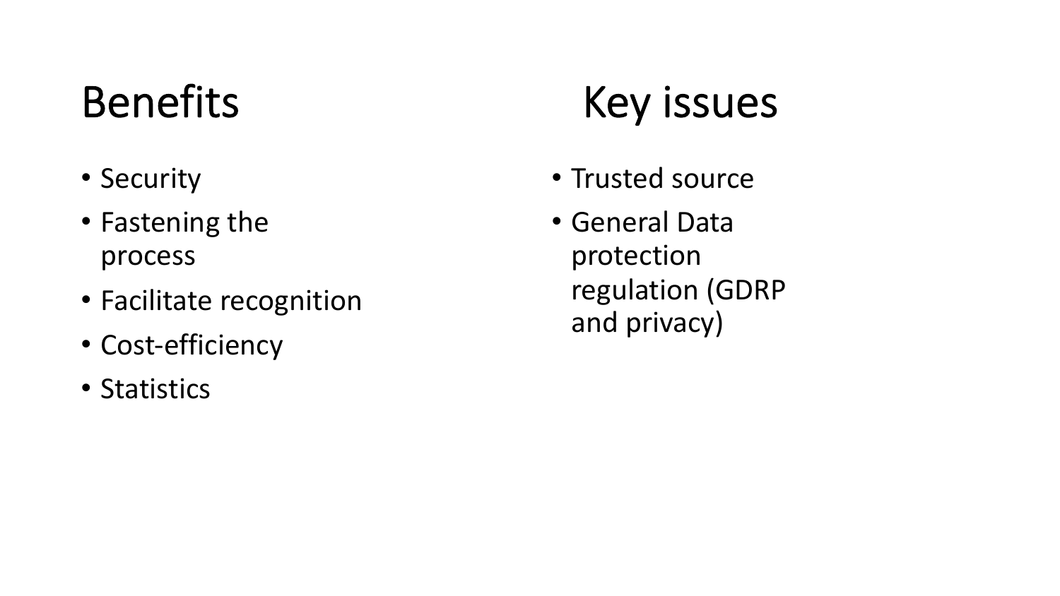## Benefits

- Security
- Fastening the process
- Facilitate recognition
- Cost-efficiency
- Statistics

## Key issues

- Trusted source
- General Data protection regulation (GDRP and privacy)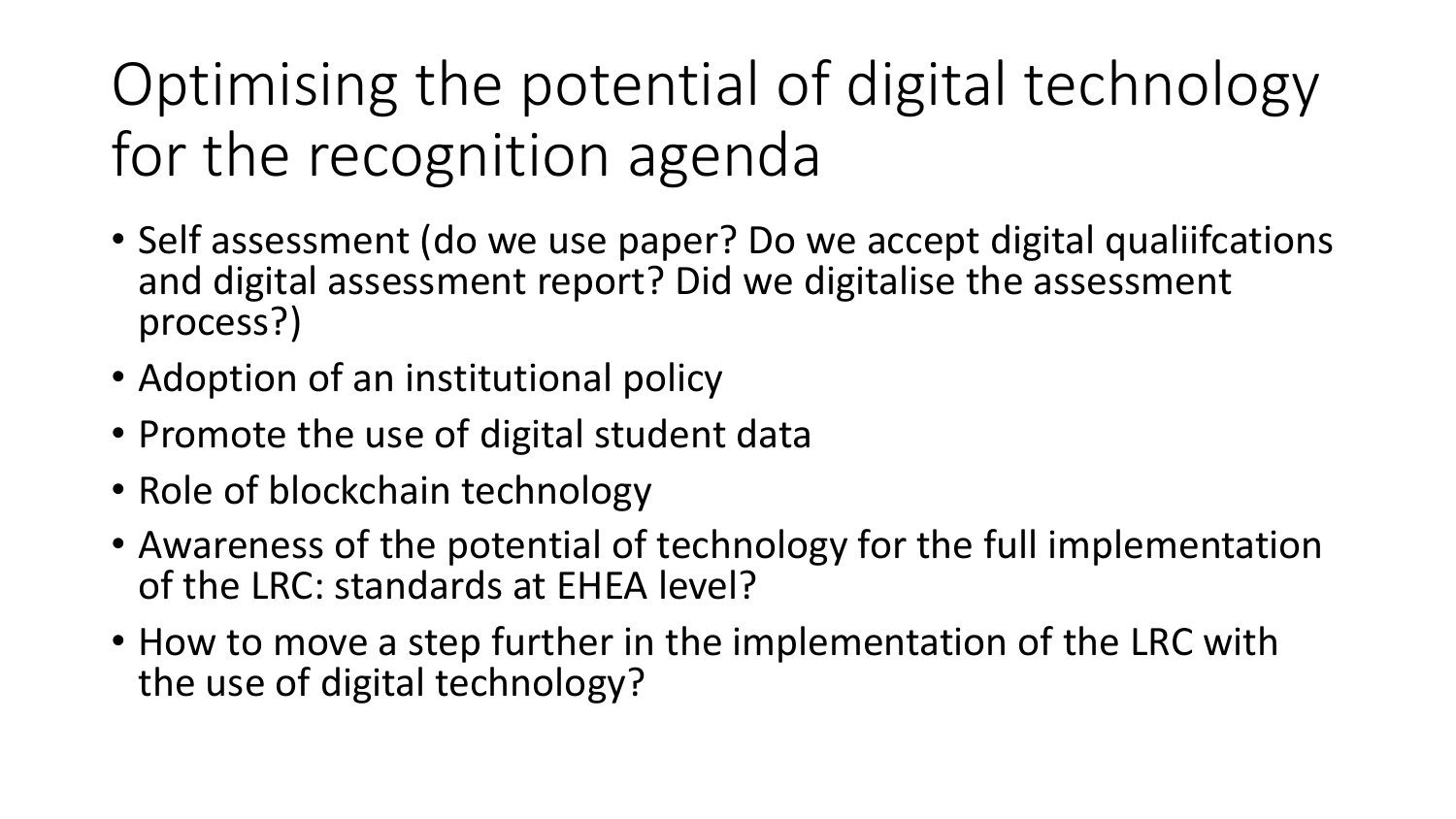# Optimising the potential of digital technology for the recognition agenda

- Self assessment (do we use paper? Do we accept digital qualiifcations and digital assessment report? Did we digitalise the assessment process?)
- Adoption of an institutional policy
- Promote the use of digital student data
- Role of blockchain technology
- Awareness of the potential of technology for the full implementation of the LRC: standards at EHEA level?
- How to move a step further in the implementation of the LRC with the use of digital technology?